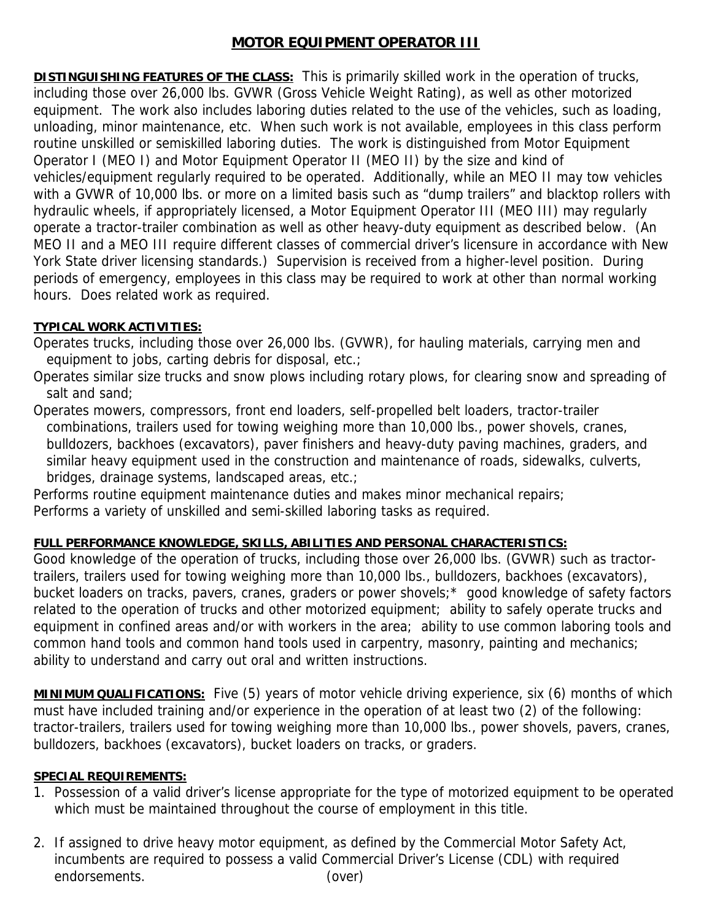# MOTOR EQUIPMENT OPERATOR III

**DISTINGUISHING FEATURES OF THE CLASS:** This is primarily skilled work in the operation of trucks, including those over 26,000 lbs. GVWR (Gross Vehicle Weight Rating), as well as other motorized equipment. The work also includes laboring duties related to the use of the vehicles, such as loading, unloading, minor maintenance, etc. When such work is not available, employees in this class perform routine unskilled or semiskilled laboring duties. The work is distinguished from Motor Equipment Operator I (MEO I) and Motor Equipment Operator II (MEO II) by the size and kind of vehicles/equipment regularly required to be operated. Additionally, while an MEO II may tow vehicles with a GVWR of 10,000 lbs. or more on a limited basis such as "dump trailers" and blacktop rollers with hydraulic wheels, if appropriately licensed, a Motor Equipment Operator III (MEO III) may regularly operate a tractor-trailer combination as well as other heavy-duty equipment as described below. (An MEO II and a MEO III require different classes of commercial driver's licensure in accordance with New York State driver licensing standards.) Supervision is received from a higher-level position. During periods of emergency, employees in this class may be required to work at other than normal working hours. Does related work as required.

**TYPICAL WORK ACTIVITIES:**

Operates trucks, including those over 26,000 lbs. (GVWR), for hauling materials, carrying men and equipment to jobs, carting debris for disposal, etc.;

Operates similar size trucks and snow plows including rotary plows, for clearing snow and spreading of salt and sand;

Operates mowers, compressors, front end loaders, self-propelled belt loaders, tractor-trailer combinations, trailers used for towing weighing more than 10,000 lbs., power shovels, cranes, bulldozers, backhoes (excavators), paver finishers and heavy-duty paving machines, graders, and similar heavy equipment used in the construction and maintenance of roads, sidewalks, culverts, bridges, drainage systems, landscaped areas, etc.;

Performs routine equipment maintenance duties and makes minor mechanical repairs;

Performs a variety of unskilled and semi-skilled laboring tasks as required.

**FULL PERFORMANCE KNOWLEDGE, SKILLS, ABILITIES AND PERSONAL CHARACTERISTICS:**

Good knowledge of the operation of trucks, including those over 26,000 lbs. (GVWR) such as tractor-trailers, trailers used for towing weighing more than 10,000 lbs., bulldozers, backhoes (excavators), bucket loaders on tracks, pavers, cranes, graders or power shovels;* good knowledge of safety factors related to the operation of trucks and other motorized equipment; ability to safely operate trucks and equipment in confined areas and/or with workers in the area; ability to use common laboring tools and common hand tools and common hand tools used in carpentry, masonry, painting and mechanics; ability to understand and carry out oral and written instructions.

**MINIMUM QUALIFICATIONS:** Five (5) years of motor vehicle driving experience, six (6) months of which must have included training and/or experience in the operation of at least two (2) of the following: tractor-trailers, trailers used for towing weighing more than 10,000 lbs., power shovels, pavers, cranes, bulldozers, backhoes (excavators), bucket loaders on tracks, or graders.

**SPECIAL REQUIREMENTS:**

1. Possession of a valid driver's license appropriate for the type of motorized equipment to be operated which must be maintained throughout the course of employment in this title.

2. If assigned to drive heavy motor equipment, as defined by the Commercial Motor Safety Act, incumbents are required to possess a valid Commercial Driver's License (CDL) with required endorsements. (over)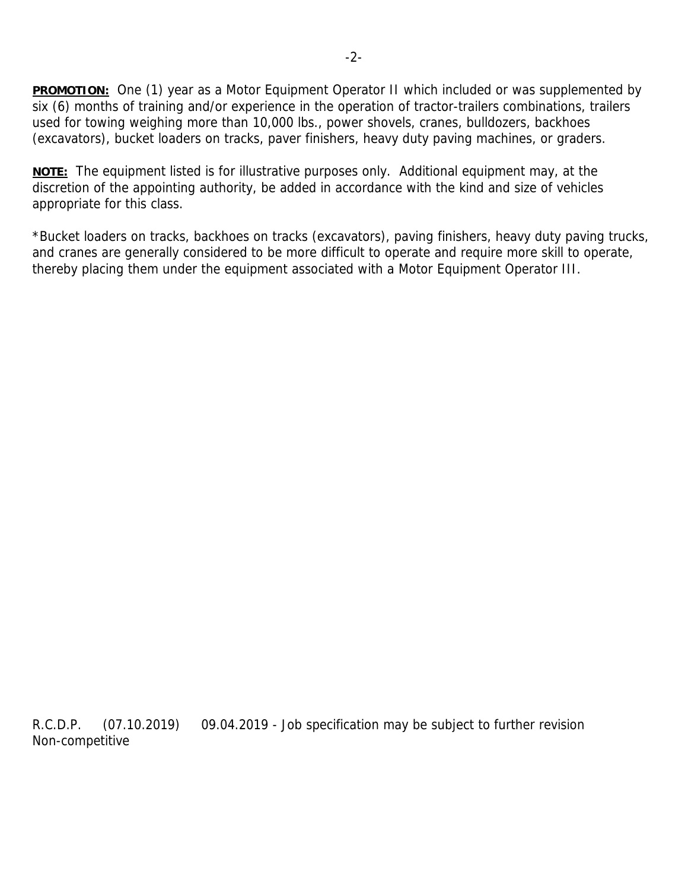**PROMOTION:** One (1) year as a Motor Equipment Operator II which included or was supplemented by six (6) months of training and/or experience in the operation of tractor-trailers combinations, trailers used for towing weighing more than 10,000 lbs., power shovels, cranes, bulldozers, backhoes (excavators), bucket loaders on tracks, paver finishers, heavy duty paving machines, or graders.

**NOTE:** The equipment listed is for illustrative purposes only. Additional equipment may, at the discretion of the appointing authority, be added in accordance with the kind and size of vehicles appropriate for this class.

*Bucket loaders on tracks, backhoes on tracks (excavators), paving finishers, heavy duty paving trucks, and cranes are generally considered to be more difficult to operate and require more skill to operate, thereby placing them under the equipment associated with a Motor Equipment Operator III.

R.C.D.P. (07.10.2019) 09.04.2019 - Job specification may be subject to further revision
Non-competitive